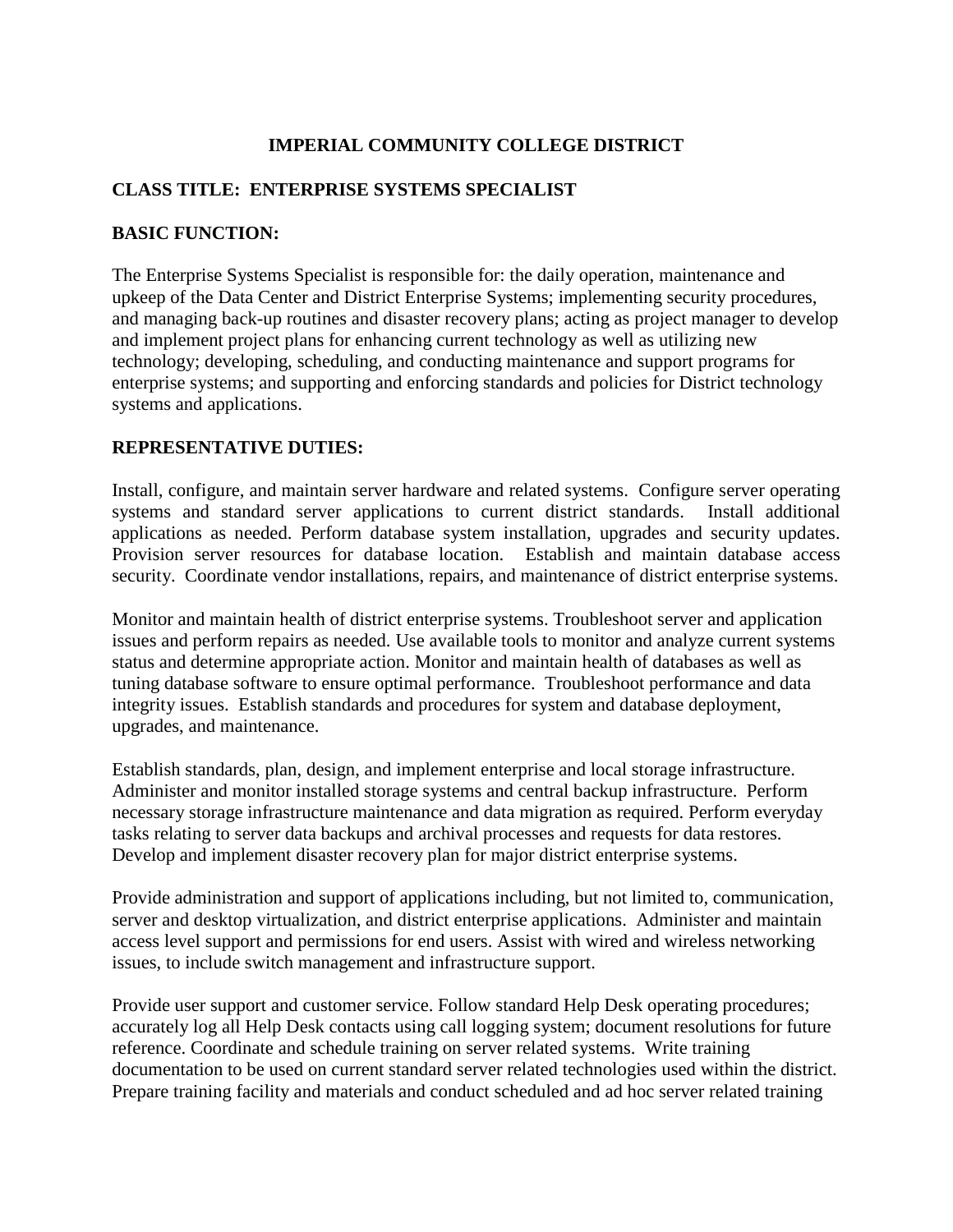# IMPERIAL COMMUNITY COLLEGE DISTRICT

## CLASS TITLE: ENTERPRISE SYSTEMS SPECIALIST

## BASIC FUNCTION:

The Enterprise Systems Specialist is responsible for: the daily operation, maintenance and upkeep of the Data Center and District Enterprise Systems; implementing security procedures, and managing back-up routines and disaster recovery plans; acting as project manager to develop and implement project plans for enhancing current technology as well as utilizing new technology; developing, scheduling, and conducting maintenance and support programs for enterprise systems; and supporting and enforcing standards and policies for District technology systems and applications.

## REPRESENTATIVE DUTIES:

Install, configure, and maintain server hardware and related systems. Configure server operating systems and standard server applications to current district standards. Install additional applications as needed. Perform database system installation, upgrades and security updates. Provision server resources for database location. Establish and maintain database access security. Coordinate vendor installations, repairs, and maintenance of district enterprise systems.

Monitor and maintain health of district enterprise systems. Troubleshoot server and application issues and perform repairs as needed. Use available tools to monitor and analyze current systems status and determine appropriate action. Monitor and maintain health of databases as well as tuning database software to ensure optimal performance. Troubleshoot performance and data integrity issues. Establish standards and procedures for system and database deployment, upgrades, and maintenance.

Establish standards, plan, design, and implement enterprise and local storage infrastructure. Administer and monitor installed storage systems and central backup infrastructure. Perform necessary storage infrastructure maintenance and data migration as required. Perform everyday tasks relating to server data backups and archival processes and requests for data restores. Develop and implement disaster recovery plan for major district enterprise systems.

Provide administration and support of applications including, but not limited to, communication, server and desktop virtualization, and district enterprise applications. Administer and maintain access level support and permissions for end users. Assist with wired and wireless networking issues, to include switch management and infrastructure support.

Provide user support and customer service. Follow standard Help Desk operating procedures; accurately log all Help Desk contacts using call logging system; document resolutions for future reference. Coordinate and schedule training on server related systems. Write training documentation to be used on current standard server related technologies used within the district. Prepare training facility and materials and conduct scheduled and ad hoc server related training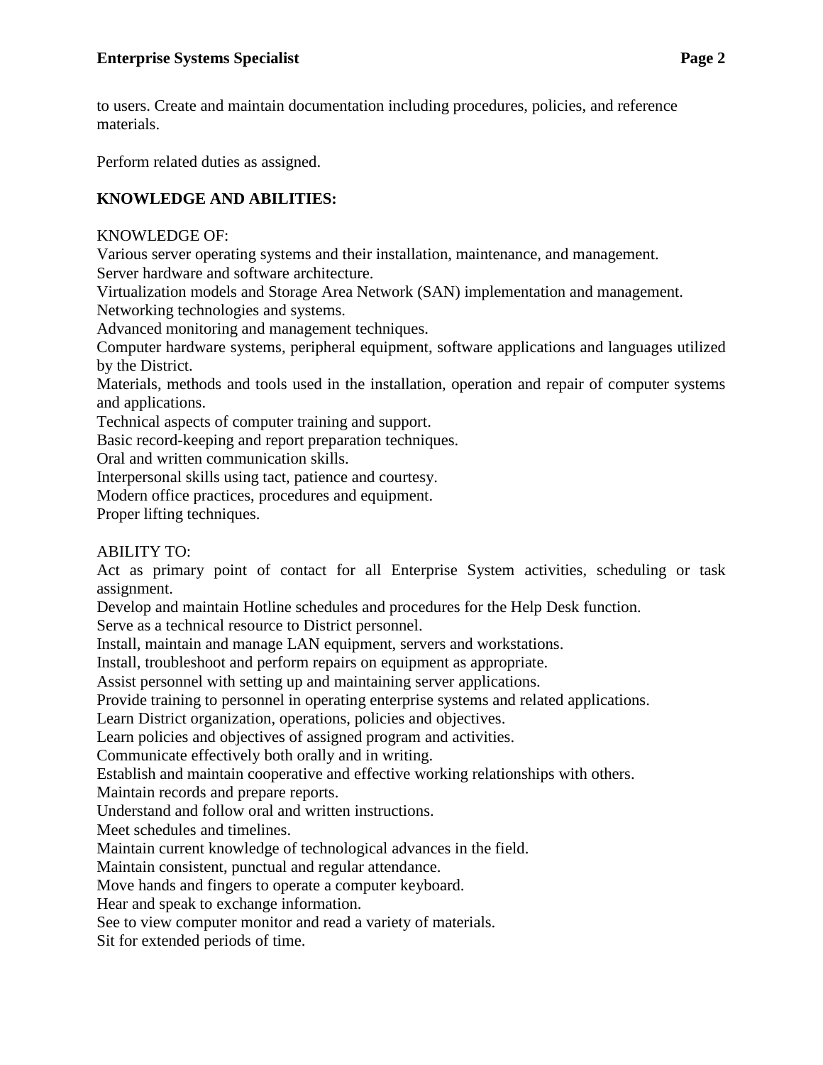to users. Create and maintain documentation including procedures, policies, and reference materials.

Perform related duties as assigned.

**KNOWLEDGE AND ABILITIES:**

KNOWLEDGE OF:
Various server operating systems and their installation, maintenance, and management.
Server hardware and software architecture.
Virtualization models and Storage Area Network (SAN) implementation and management.
Networking technologies and systems.
Advanced monitoring and management techniques.
Computer hardware systems, peripheral equipment, software applications and languages utilized by the District.
Materials, methods and tools used in the installation, operation and repair of computer systems and applications.
Technical aspects of computer training and support.
Basic record-keeping and report preparation techniques.
Oral and written communication skills.
Interpersonal skills using tact, patience and courtesy.
Modern office practices, procedures and equipment.
Proper lifting techniques.

ABILITY TO:
Act as primary point of contact for all Enterprise System activities, scheduling or task assignment.
Develop and maintain Hotline schedules and procedures for the Help Desk function.
Serve as a technical resource to District personnel.
Install, maintain and manage LAN equipment, servers and workstations.
Install, troubleshoot and perform repairs on equipment as appropriate.
Assist personnel with setting up and maintaining server applications.
Provide training to personnel in operating enterprise systems and related applications.
Learn District organization, operations, policies and objectives.
Learn policies and objectives of assigned program and activities.
Communicate effectively both orally and in writing.
Establish and maintain cooperative and effective working relationships with others.
Maintain records and prepare reports.
Understand and follow oral and written instructions.
Meet schedules and timelines.
Maintain current knowledge of technological advances in the field.
Maintain consistent, punctual and regular attendance.
Move hands and fingers to operate a computer keyboard.
Hear and speak to exchange information.
See to view computer monitor and read a variety of materials.
Sit for extended periods of time.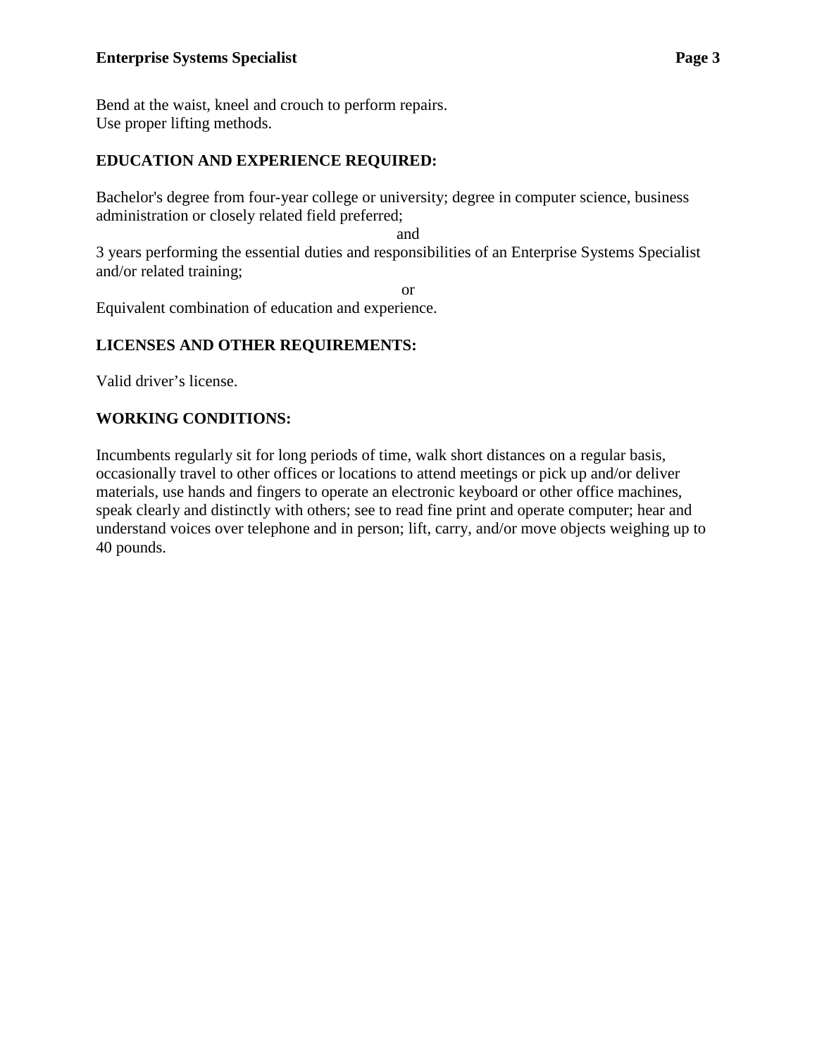Bend at the waist, kneel and crouch to perform repairs.
Use proper lifting methods.

## EDUCATION AND EXPERIENCE REQUIRED:

Bachelor's degree from four-year college or university; degree in computer science, business administration or closely related field preferred;

and

3 years performing the essential duties and responsibilities of an Enterprise Systems Specialist and/or related training;

or

Equivalent combination of education and experience.

## LICENSES AND OTHER REQUIREMENTS:

Valid driver's license.

## WORKING CONDITIONS:

Incumbents regularly sit for long periods of time, walk short distances on a regular basis, occasionally travel to other offices or locations to attend meetings or pick up and/or deliver materials, use hands and fingers to operate an electronic keyboard or other office machines, speak clearly and distinctly with others; see to read fine print and operate computer; hear and understand voices over telephone and in person; lift, carry, and/or move objects weighing up to 40 pounds.